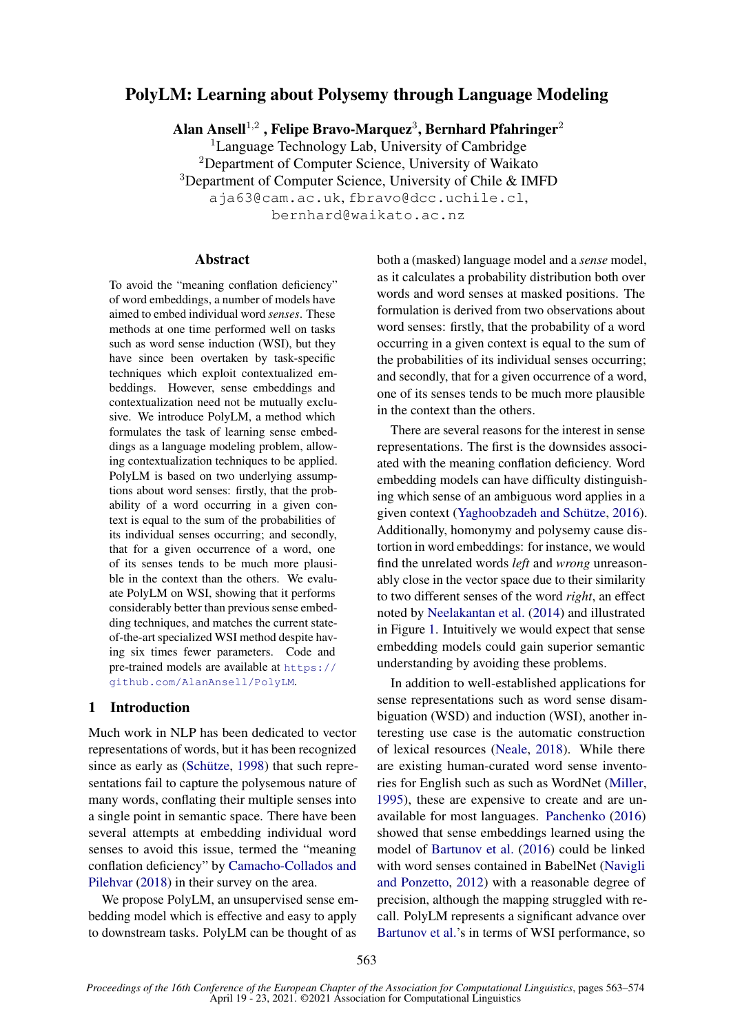# PolyLM: Learning about Polysemy through Language Modeling

**Alan Ansell**[1,2] **, Felipe Bravo-Marquez**[3]**, Bernhard Pfahringer**[2]

[1]Language Technology Lab, University of Cambridge
[2]Department of Computer Science, University of Waikato
[3]Department of Computer Science, University of Chile & IMFD

aja63@cam.ac.uk, fbravo@dcc.uchile.cl, bernhard@waikato.ac.nz

## Abstract

To avoid the "meaning conflation deficiency" of word embeddings, a number of models have aimed to embed individual word *senses*. These methods at one time performed well on tasks such as word sense induction (WSI), but they have since been overtaken by task-specific techniques which exploit contextualized embeddings. However, sense embeddings and contextualization need not be mutually exclusive. We introduce PolyLM, a method which formulates the task of learning sense embeddings as a language modeling problem, allowing contextualization techniques to be applied. PolyLM is based on two underlying assumptions about word senses: firstly, that the probability of a word occurring in a given context is equal to the sum of the probabilities of its individual senses occurring; and secondly, that for a given occurrence of a word, one of its senses tends to be much more plausible in the context than the others. We evaluate PolyLM on WSI, showing that it performs considerably better than previous sense embedding techniques, and matches the current state-of-the-art specialized WSI method despite having six times fewer parameters. Code and pre-trained models are available at https://github.com/AlanAnsell/PolyLM.

## 1 Introduction

Much work in NLP has been dedicated to vector representations of words, but it has been recognized since as early as (Schütze, 1998) that such representations fail to capture the polysemous nature of many words, conflating their multiple senses into a single point in semantic space. There have been several attempts at embedding individual word senses to avoid this issue, termed the "meaning conflation deficiency" by Camacho-Collados and Pilehvar (2018) in their survey on the area.

We propose PolyLM, an unsupervised sense embedding model which is effective and easy to apply to downstream tasks. PolyLM can be thought of as both a (masked) language model and a *sense* model, as it calculates a probability distribution both over words and word senses at masked positions. The formulation is derived from two observations about word senses: firstly, that the probability of a word occurring in a given context is equal to the sum of the probabilities of its individual senses occurring; and secondly, that for a given occurrence of a word, one of its senses tends to be much more plausible in the context than the others.

There are several reasons for the interest in sense representations. The first is the downsides associated with the meaning conflation deficiency. Word embedding models can have difficulty distinguishing which sense of an ambiguous word applies in a given context (Yaghoobzadeh and Schütze, 2016). Additionally, homonymy and polysemy cause distortion in word embeddings: for instance, we would find the unrelated words *left* and *wrong* unreasonably close in the vector space due to their similarity to two different senses of the word *right*, an effect noted by Neelakantan et al. (2014) and illustrated in Figure 1. Intuitively we would expect that sense embedding models could gain superior semantic understanding by avoiding these problems.

In addition to well-established applications for sense representations such as word sense disambiguation (WSD) and induction (WSI), another interesting use case is the automatic construction of lexical resources (Neale, 2018). While there are existing human-curated word sense inventories for English such as such as WordNet (Miller, 1995), these are expensive to create and are unavailable for most languages. Panchenko (2016) showed that sense embeddings learned using the model of Bartunov et al. (2016) could be linked with word senses contained in BabelNet (Navigli and Ponzetto, 2012) with a reasonable degree of precision, although the mapping struggled with recall. PolyLM represents a significant advance over Bartunov et al.'s in terms of WSI performance, so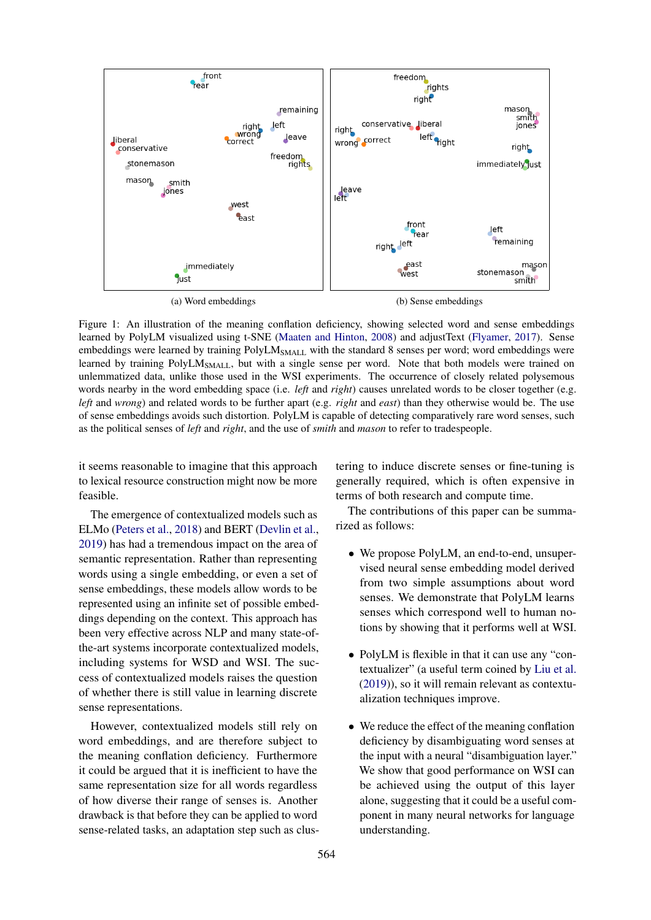(a) Word embeddings

(b) Sense embeddings

Figure 1: An illustration of the meaning conflation deficiency, showing selected word and sense embeddings learned by PolyLM visualized using t-SNE (Maaten and Hinton, 2008) and adjustText (Flyamer, 2017). Sense embeddings were learned by training PolyLM$_{\text{SMALL}}$ with the standard 8 senses per word; word embeddings were learned by training PolyLM$_{\text{SMALL}}$, but with a single sense per word. Note that both models were trained on unlemmatized data, unlike those used in the WSI experiments. The occurrence of closely related polysemous words nearby in the word embedding space (i.e. *left* and *right*) causes unrelated words to be closer together (e.g. *left* and *wrong*) and related words to be further apart (e.g. *right* and *east*) than they otherwise would be. The use of sense embeddings avoids such distortion. PolyLM is capable of detecting comparatively rare word senses, such as the political senses of *left* and *right*, and the use of *smith* and *mason* to refer to tradespeople.

it seems reasonable to imagine that this approach to lexical resource construction might now be more feasible.

The emergence of contextualized models such as ELMo (Peters et al., 2018) and BERT (Devlin et al., 2019) has had a tremendous impact on the area of semantic representation. Rather than representing words using a single embedding, or even a set of sense embeddings, these models allow words to be represented using an infinite set of possible embeddings depending on the context. This approach has been very effective across NLP and many state-of-the-art systems incorporate contextualized models, including systems for WSD and WSI. The success of contextualized models raises the question of whether there is still value in learning discrete sense representations.

However, contextualized models still rely on word embeddings, and are therefore subject to the meaning conflation deficiency. Furthermore it could be argued that it is inefficient to have the same representation size for all words regardless of how diverse their range of senses is. Another drawback is that before they can be applied to word sense-related tasks, an adaptation step such as clustering to induce discrete senses or fine-tuning is generally required, which is often expensive in terms of both research and compute time.

The contributions of this paper can be summarized as follows:

- We propose PolyLM, an end-to-end, unsupervised neural sense embedding model derived from two simple assumptions about word senses. We demonstrate that PolyLM learns senses which correspond well to human notions by showing that it performs well at WSI.

- PolyLM is flexible in that it can use any "contextualizer" (a useful term coined by Liu et al. (2019)), so it will remain relevant as contextualization techniques improve.

- We reduce the effect of the meaning conflation deficiency by disambiguating word senses at the input with a neural "disambiguation layer." We show that good performance on WSI can be achieved using the output of this layer alone, suggesting that it could be a useful component in many neural networks for language understanding.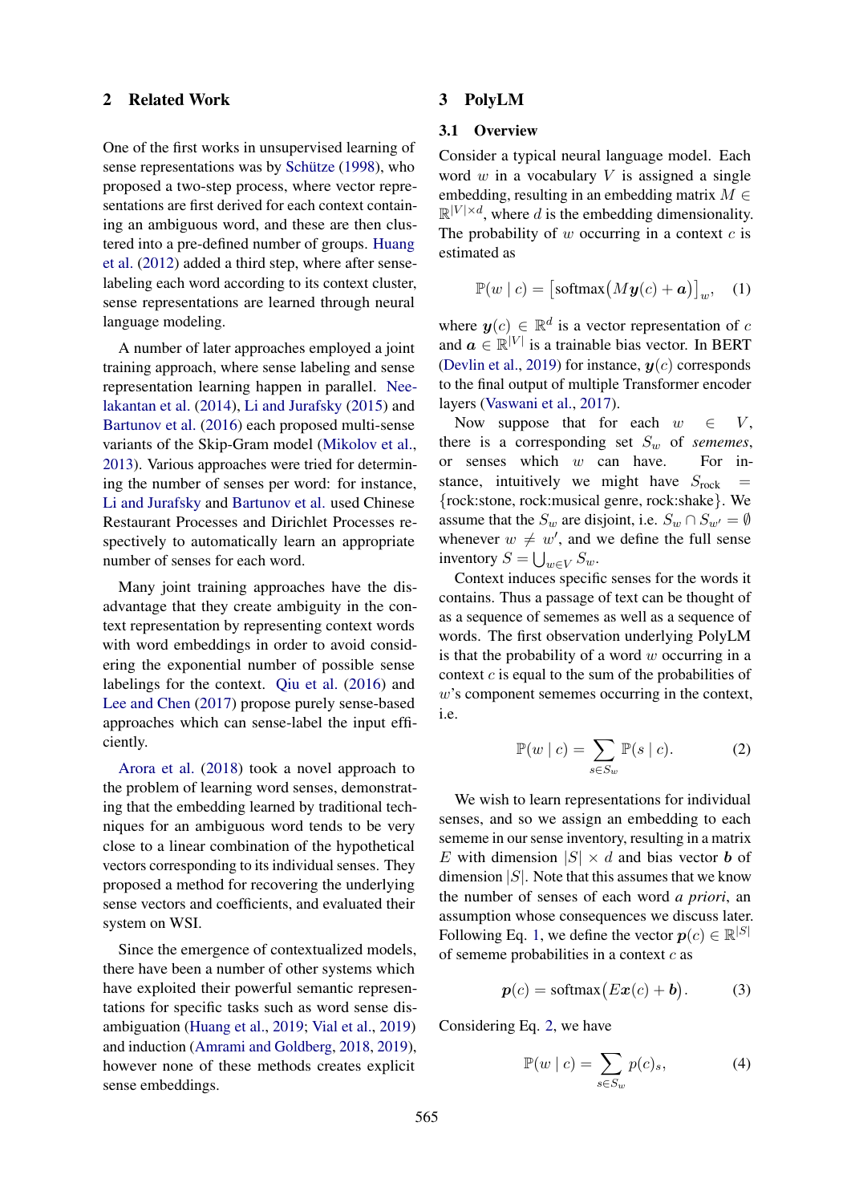## 2 Related Work

One of the first works in unsupervised learning of sense representations was by Schütze (1998), who proposed a two-step process, where vector representations are first derived for each context containing an ambiguous word, and these are then clustered into a pre-defined number of groups. Huang et al. (2012) added a third step, where after sense-labeling each word according to its context cluster, sense representations are learned through neural language modeling.

A number of later approaches employed a joint training approach, where sense labeling and sense representation learning happen in parallel. Neelakantan et al. (2014), Li and Jurafsky (2015) and Bartunov et al. (2016) each proposed multi-sense variants of the Skip-Gram model (Mikolov et al., 2013). Various approaches were tried for determining the number of senses per word: for instance, Li and Jurafsky and Bartunov et al. used Chinese Restaurant Processes and Dirichlet Processes respectively to automatically learn an appropriate number of senses for each word.

Many joint training approaches have the disadvantage that they create ambiguity in the context representation by representing context words with word embeddings in order to avoid considering the exponential number of possible sense labelings for the context. Qiu et al. (2016) and Lee and Chen (2017) propose purely sense-based approaches which can sense-label the input efficiently.

Arora et al. (2018) took a novel approach to the problem of learning word senses, demonstrating that the embedding learned by traditional techniques for an ambiguous word tends to be very close to a linear combination of the hypothetical vectors corresponding to its individual senses. They proposed a method for recovering the underlying sense vectors and coefficients, and evaluated their system on WSI.

Since the emergence of contextualized models, there have been a number of other systems which have exploited their powerful semantic representations for specific tasks such as word sense disambiguation (Huang et al., 2019; Vial et al., 2019) and induction (Amrani and Goldberg, 2018, 2019), however none of these methods creates explicit sense embeddings.

## 3 PolyLM

### 3.1 Overview

Consider a typical neural language model. Each word $w$ in a vocabulary $V$ is assigned a single embedding, resulting in an embedding matrix $M \in \mathbb{R}^{|V| \times d}$, where $d$ is the embedding dimensionality. The probability of $w$ occurring in a context $c$ is estimated as

$$\mathbb{P}(w \mid c) = \left[\text{softmax}\big(M\boldsymbol{y}(c) + \boldsymbol{a}\big)\right]_w, \quad (1)$$

where $\boldsymbol{y}(c) \in \mathbb{R}^d$ is a vector representation of $c$ and $\boldsymbol{a} \in \mathbb{R}^{|V|}$ is a trainable bias vector. In BERT (Devlin et al., 2019) for instance, $\boldsymbol{y}(c)$ corresponds to the final output of multiple Transformer encoder layers (Vaswani et al., 2017).

Now suppose that for each $w \in V$, there is a corresponding set $S_w$ of *sememes*, or senses which $w$ can have. For instance, intuitively we might have $S_{\text{rock}} = \{\text{rock:stone, rock:musical genre, rock:shake}\}$. We assume that the $S_w$ are disjoint, i.e. $S_w \cap S_{w'} = \emptyset$ whenever $w \neq w'$, and we define the full sense inventory $S = \bigcup_{w \in V} S_w$.

Context induces specific senses for the words it contains. Thus a passage of text can be thought of as a sequence of sememes as well as a sequence of words. The first observation underlying PolyLM is that the probability of a word $w$ occurring in a context $c$ is equal to the sum of the probabilities of $w$'s component sememes occurring in the context, i.e.

$$\mathbb{P}(w \mid c) = \sum_{s \in S_w} \mathbb{P}(s \mid c). \quad (2)$$

We wish to learn representations for individual senses, and so we assign an embedding to each sememe in our sense inventory, resulting in a matrix $E$ with dimension $|S| \times d$ and bias vector $\boldsymbol{b}$ of dimension $|S|$. Note that this assumes that we know the number of senses of each word *a priori*, an assumption whose consequences we discuss later. Following Eq. 1, we define the vector $\boldsymbol{p}(c) \in \mathbb{R}^{|S|}$ of sememe probabilities in a context $c$ as

$$\boldsymbol{p}(c) = \text{softmax}\big(E\boldsymbol{x}(c) + \boldsymbol{b}\big). \quad (3)$$

Considering Eq. 2, we have

$$\mathbb{P}(w \mid c) = \sum_{s \in S_w} p(c)_s, \quad (4)$$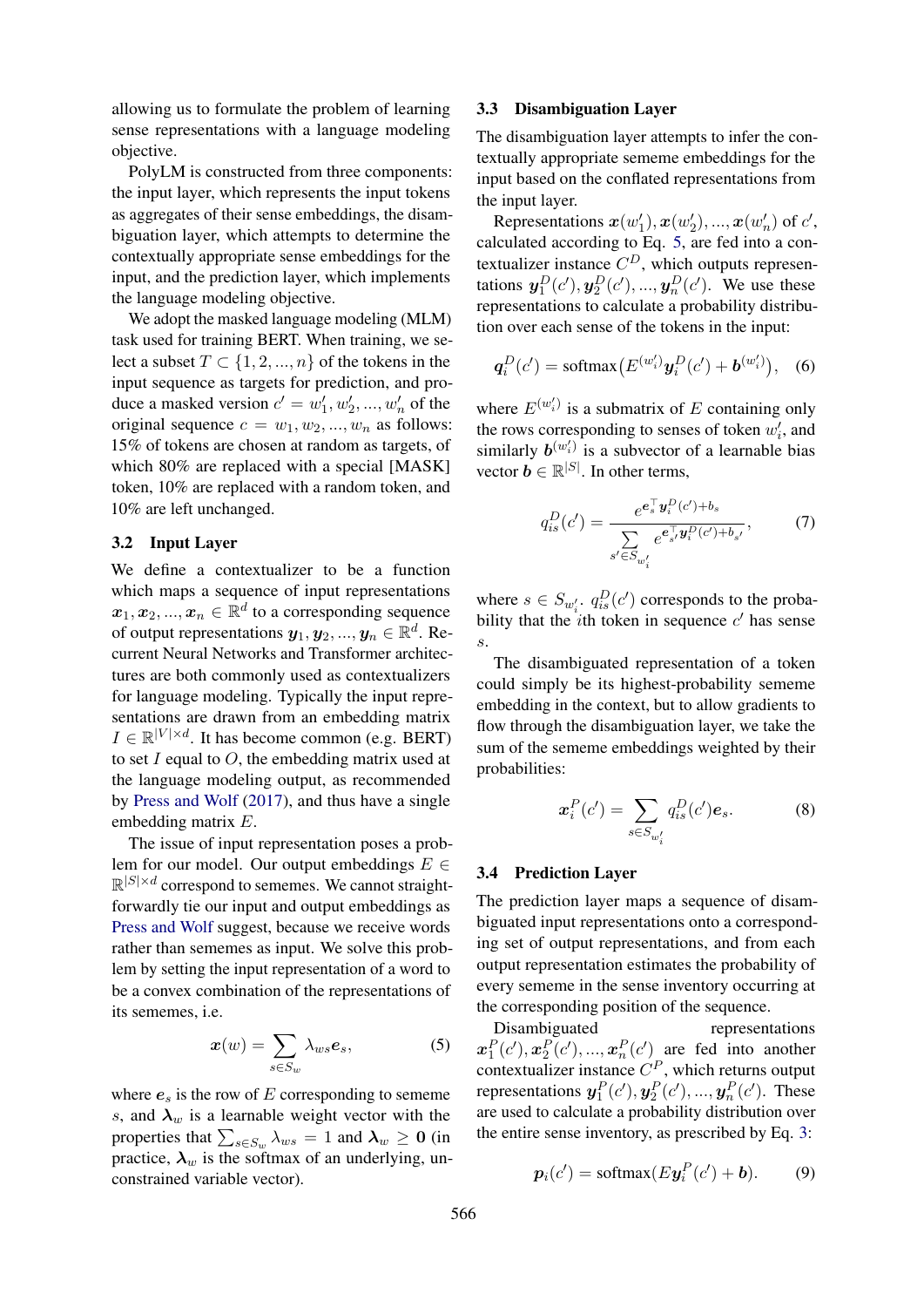allowing us to formulate the problem of learning sense representations with a language modeling objective.

PolyLM is constructed from three components: the input layer, which represents the input tokens as aggregates of their sense embeddings, the disambiguation layer, which attempts to determine the contextually appropriate sense embeddings for the input, and the prediction layer, which implements the language modeling objective.

We adopt the masked language modeling (MLM) task used for training BERT. When training, we select a subset $T \subset \{1, 2, ..., n\}$ of the tokens in the input sequence as targets for prediction, and produce a masked version $c' = w'_1, w'_2, ..., w'_n$ of the original sequence $c = w_1, w_2, ..., w_n$ as follows: 15% of tokens are chosen at random as targets, of which 80% are replaced with a special [MASK] token, 10% are replaced with a random token, and 10% are left unchanged.

### 3.2 Input Layer

We define a contextualizer to be a function which maps a sequence of input representations $\boldsymbol{x}_1, \boldsymbol{x}_2, ..., \boldsymbol{x}_n \in \mathbb{R}^d$ to a corresponding sequence of output representations $\boldsymbol{y}_1, \boldsymbol{y}_2, ..., \boldsymbol{y}_n \in \mathbb{R}^d$. Recurrent Neural Networks and Transformer architectures are both commonly used as contextualizers for language modeling. Typically the input representations are drawn from an embedding matrix $I \in \mathbb{R}^{|V| \times d}$. It has become common (e.g. BERT) to set $I$ equal to $O$, the embedding matrix used at the language modeling output, as recommended by Press and Wolf (2017), and thus have a single embedding matrix $E$.

The issue of input representation poses a problem for our model. Our output embeddings $E \in \mathbb{R}^{|S| \times d}$ correspond to sememes. We cannot straightforwardly tie our input and output embeddings as Press and Wolf suggest, because we receive words rather than sememes as input. We solve this problem by setting the input representation of a word to be a convex combination of the representations of its sememes, i.e.

$$\boldsymbol{x}(w) = \sum_{s \in S_w} \lambda_{ws} \boldsymbol{e}_s, \tag{5}$$

where $\boldsymbol{e}_s$ is the row of $E$ corresponding to sememe $s$, and $\boldsymbol{\lambda}_w$ is a learnable weight vector with the properties that $\sum_{s \in S_w} \lambda_{ws} = 1$ and $\boldsymbol{\lambda}_w \geq \boldsymbol{0}$ (in practice, $\boldsymbol{\lambda}_w$ is the softmax of an underlying, unconstrained variable vector).

### 3.3 Disambiguation Layer

The disambiguation layer attempts to infer the contextually appropriate sememe embeddings for the input based on the conflated representations from the input layer.

Representations $\boldsymbol{x}(w'_1), \boldsymbol{x}(w'_2), ..., \boldsymbol{x}(w'_n)$ of $c'$, calculated according to Eq. 5, are fed into a contextualizer instance $C^D$, which outputs representations $\boldsymbol{y}_1^D(c'), \boldsymbol{y}_2^D(c'), ..., \boldsymbol{y}_n^D(c')$. We use these representations to calculate a probability distribution over each sense of the tokens in the input:

$$\boldsymbol{q}_i^D(c') = \text{softmax}\big(E^{(w'_i)} \boldsymbol{y}_i^D(c') + \boldsymbol{b}^{(w'_i)}\big), \tag{6}$$

where $E^{(w'_i)}$ is a submatrix of $E$ containing only the rows corresponding to senses of token $w'_i$, and similarly $\boldsymbol{b}^{(w'_i)}$ is a subvector of a learnable bias vector $\boldsymbol{b} \in \mathbb{R}^{|S|}$. In other terms,

$$q_{is}^D(c') = \frac{e^{\boldsymbol{e}_s^\top \boldsymbol{y}_i^D(c') + b_s}}{\sum_{s' \in S_{w'_i}} e^{\boldsymbol{e}_{s'}^\top \boldsymbol{y}_i^D(c') + b_{s'}}}, \tag{7}$$

where $s \in S_{w'_i}$. $q_{is}^D(c')$ corresponds to the probability that the $i$th token in sequence $c'$ has sense $s$.

The disambiguated representation of a token could simply be its highest-probability sememe embedding in the context, but to allow gradients to flow through the disambiguation layer, we take the sum of the sememe embeddings weighted by their probabilities:

$$\boldsymbol{x}_i^P(c') = \sum_{s \in S_{w'_i}} q_{is}^D(c') \boldsymbol{e}_s. \tag{8}$$

### 3.4 Prediction Layer

The prediction layer maps a sequence of disambiguated input representations onto a corresponding set of output representations, and from each output representation estimates the probability of every sememe in the sense inventory occurring at the corresponding position of the sequence.

Disambiguated representations $\boldsymbol{x}_1^P(c'), \boldsymbol{x}_2^P(c'), ..., \boldsymbol{x}_n^P(c')$ are fed into another contextualizer instance $C^P$, which returns output representations $\boldsymbol{y}_1^P(c'), \boldsymbol{y}_2^P(c'), ..., \boldsymbol{y}_n^P(c')$. These are used to calculate a probability distribution over the entire sense inventory, as prescribed by Eq. 3:

$$\boldsymbol{p}_i(c') = \text{softmax}(E \boldsymbol{y}_i^P(c') + \boldsymbol{b}). \tag{9}$$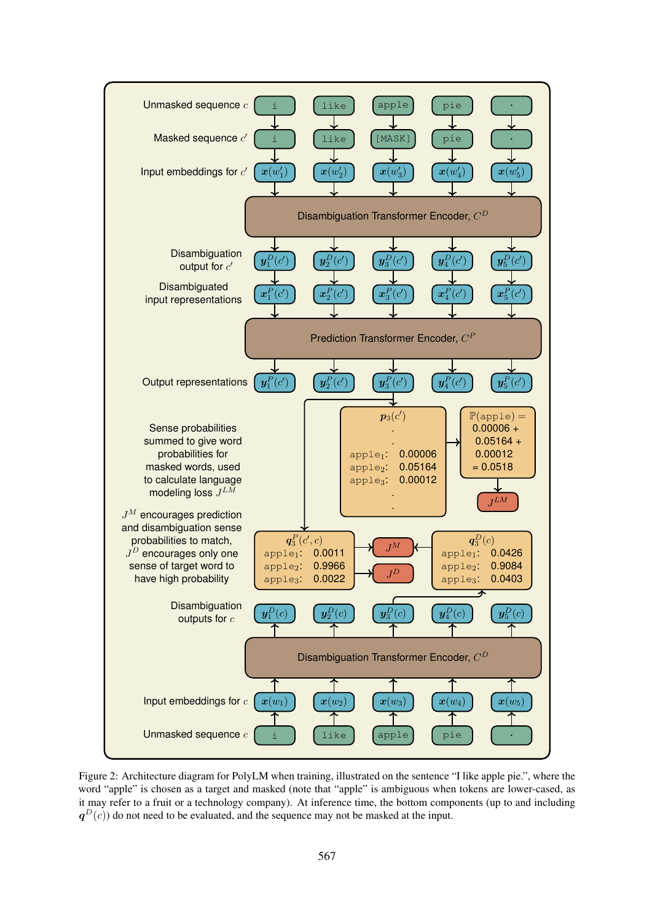Figure 2: Architecture diagram for PolyLM when training, illustrated on the sentence "I like apple pie.", where the word "apple" is chosen as a target and masked (note that "apple" is ambiguous when tokens are lower-cased, as it may refer to a fruit or a technology company). At inference time, the bottom components (up to and including $\boldsymbol{q}^D(c)$) do not need to be evaluated, and the sequence may not be masked at the input.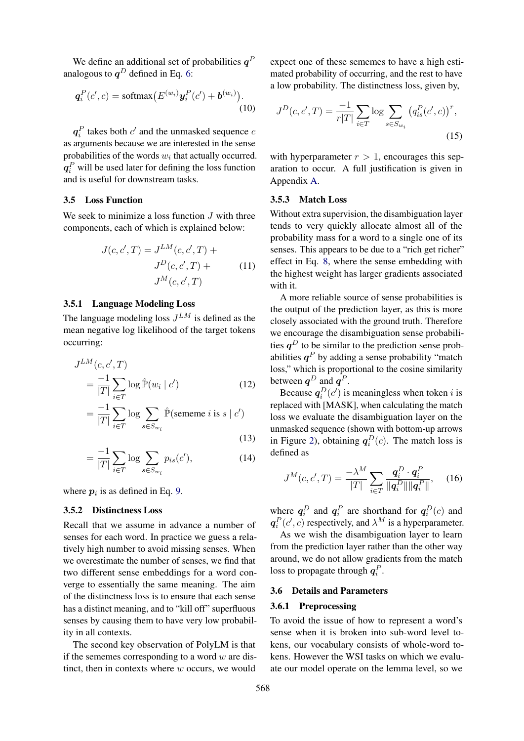We define an additional set of probabilities $\boldsymbol{q}^P$ analogous to $\boldsymbol{q}^D$ defined in Eq. 6:

$$\boldsymbol{q}_i^P(c', c) = \text{softmax}\big(E^{(w_i)}\boldsymbol{y}_i^P(c') + \boldsymbol{b}^{(w_i)}\big). \tag{10}$$

$\boldsymbol{q}_i^P$ takes both $c'$ and the unmasked sequence $c$ as arguments because we are interested in the sense probabilities of the words $w_i$ that actually occurred. $\boldsymbol{q}_i^P$ will be used later for defining the loss function and is useful for downstream tasks.

### 3.5 Loss Function

We seek to minimize a loss function $J$ with three components, each of which is explained below:

$$\begin{aligned} J(c, c', T) = J^{LM}(c, c', T) &+ \\ J^D(c, c', T) &+ \\ J^M(c, c', T) & \end{aligned} \tag{11}$$

#### 3.5.1 Language Modeling Loss

The language modeling loss $J^{LM}$ is defined as the mean negative log likelihood of the target tokens occurring:

$$\begin{aligned} &J^{LM}(c, c', T) \\ &= \frac{-1}{|T|}\sum_{i \in T} \log \hat{\mathbb{P}}(w_i \mid c') &(12)\\ &= \frac{-1}{|T|}\sum_{i \in T} \log \sum_{s \in S_{w_i}} \hat{\mathbb{P}}(\text{sememe } i \text{ is } s \mid c') &(13)\\ &= \frac{-1}{|T|}\sum_{i \in T} \log \sum_{s \in S_{w_i}} p_{is}(c'), &(14) \end{aligned}$$

where $\boldsymbol{p}_i$ is as defined in Eq. 9.

#### 3.5.2 Distinctness Loss

Recall that we assume in advance a number of senses for each word. In practice we guess a relatively high number to avoid missing senses. When we overestimate the number of senses, we find that two different sense embeddings for a word converge to essentially the same meaning. The aim of the distinctness loss is to ensure that each sense has a distinct meaning, and to "kill off" superfluous senses by causing them to have very low probability in all contexts.

The second key observation of PolyLM is that if the sememes corresponding to a word $w$ are distinct, then in contexts where $w$ occurs, we would expect one of these sememes to have a high estimated probability of occurring, and the rest to have a low probability. The distinctness loss, given by,

$$J^D(c, c', T) = \frac{-1}{r|T|}\sum_{i \in T} \log \sum_{s \in S_{w_i}} \big(q_{is}^P(c', c)\big)^r, \tag{15}$$

with hyperparameter $r > 1$, encourages this separation to occur. A full justification is given in Appendix A.

#### 3.5.3 Match Loss

Without extra supervision, the disambiguation layer tends to very quickly allocate almost all of the probability mass for a word to a single one of its senses. This appears to be due to a "rich get richer" effect in Eq. 8, where the sense embedding with the highest weight has larger gradients associated with it.

A more reliable source of sense probabilities is the output of the prediction layer, as this is more closely associated with the ground truth. Therefore we encourage the disambiguation sense probabilities $\boldsymbol{q}^D$ to be similar to the prediction sense probabilities $\boldsymbol{q}^P$ by adding a sense probability "match loss," which is proportional to the cosine similarity between $\boldsymbol{q}^D$ and $\boldsymbol{q}^P$.

Because $\boldsymbol{q}_i^D(c')$ is meaningless when token $i$ is replaced with [MASK], when calculating the match loss we evaluate the disambiguation layer on the unmasked sequence (shown with bottom-up arrows in Figure 2), obtaining $\boldsymbol{q}_i^D(c)$. The match loss is defined as

$$J^M(c, c', T) = \frac{-\lambda^M}{|T|}\sum_{i \in T} \frac{\boldsymbol{q}_i^D \cdot \boldsymbol{q}_i^P}{\|\boldsymbol{q}_i^D\|\|\boldsymbol{q}_i^P\|}, \tag{16}$$

where $\boldsymbol{q}_i^D$ and $\boldsymbol{q}_i^P$ are shorthand for $\boldsymbol{q}_i^D(c)$ and $\boldsymbol{q}_i^P(c', c)$ respectively, and $\lambda^M$ is a hyperparameter.

As we wish the disambiguation layer to learn from the prediction layer rather than the other way around, we do not allow gradients from the match loss to propagate through $\boldsymbol{q}_i^P$.

### 3.6 Details and Parameters

#### 3.6.1 Preprocessing

To avoid the issue of how to represent a word's sense when it is broken into sub-word level tokens, our vocabulary consists of whole-word tokens. However the WSI tasks on which we evaluate our model operate on the lemma level, so we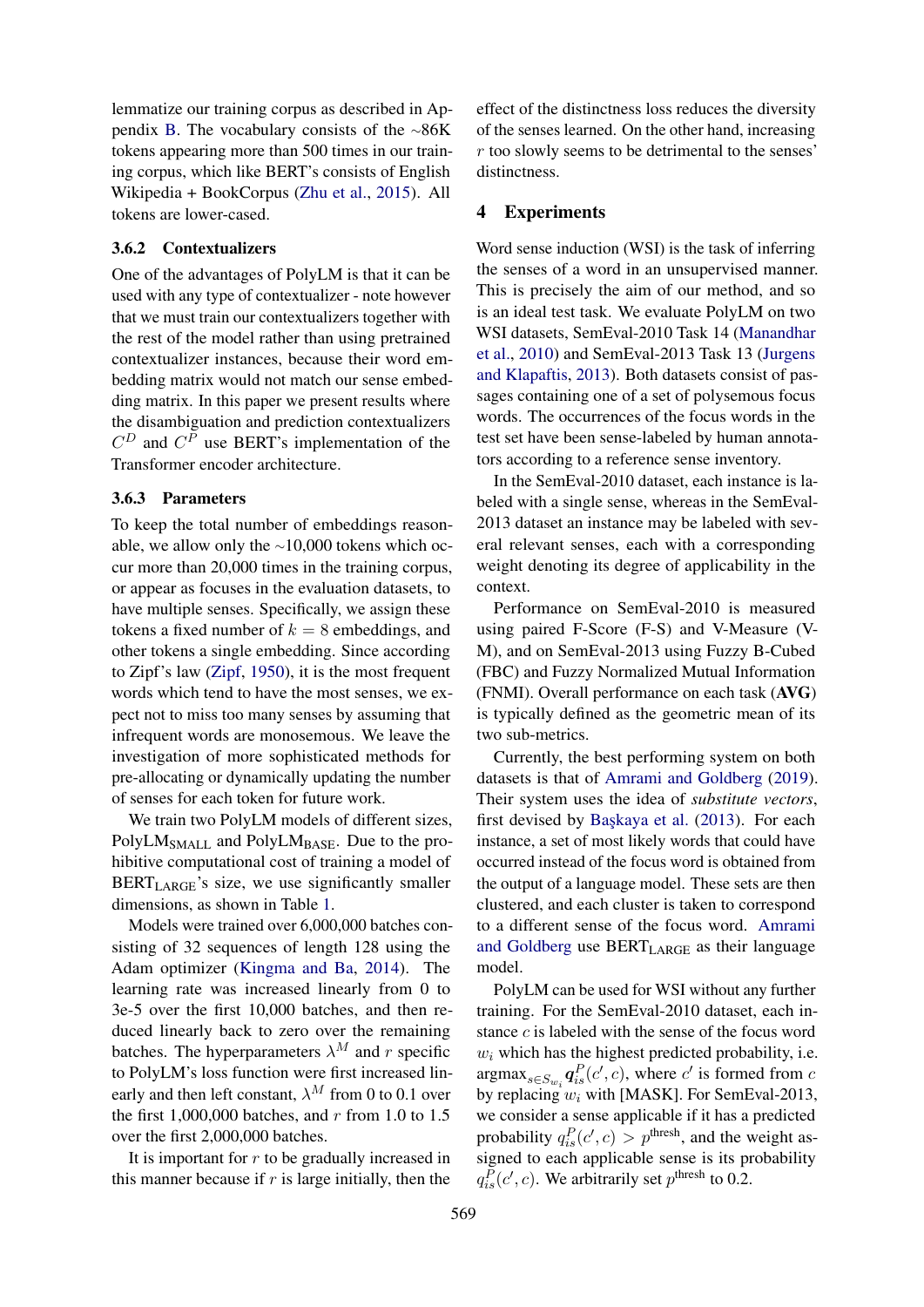lemmatize our training corpus as described in Appendix B. The vocabulary consists of the ~86K tokens appearing more than 500 times in our training corpus, which like BERT's consists of English Wikipedia + BookCorpus (Zhu et al., 2015). All tokens are lower-cased.

#### 3.6.2 Contextualizers

One of the advantages of PolyLM is that it can be used with any type of contextualizer - note however that we must train our contextualizers together with the rest of the model rather than using pretrained contextualizer instances, because their word embedding matrix would not match our sense embedding matrix. In this paper we present results where the disambiguation and prediction contextualizers $C^D$ and $C^P$ use BERT's implementation of the Transformer encoder architecture.

#### 3.6.3 Parameters

To keep the total number of embeddings reasonable, we allow only the ~10,000 tokens which occur more than 20,000 times in the training corpus, or appear as focuses in the evaluation datasets, to have multiple senses. Specifically, we assign these tokens a fixed number of $k = 8$ embeddings, and other tokens a single embedding. Since according to Zipf's law (Zipf, 1950), it is the most frequent words which tend to have the most senses, we expect not to miss too many senses by assuming that infrequent words are monosemous. We leave the investigation of more sophisticated methods for pre-allocating or dynamically updating the number of senses for each token for future work.

We train two PolyLM models of different sizes, PolyLM$_{\text{SMALL}}$ and PolyLM$_{\text{BASE}}$. Due to the prohibitive computational cost of training a model of BERT$_{\text{LARGE}}$'s size, we use significantly smaller dimensions, as shown in Table 1.

Models were trained over 6,000,000 batches consisting of 32 sequences of length 128 using the Adam optimizer (Kingma and Ba, 2014). The learning rate was increased linearly from 0 to 3e-5 over the first 10,000 batches, and then reduced linearly back to zero over the remaining batches. The hyperparameters $\lambda^M$ and $r$ specific to PolyLM's loss function were first increased linearly and then left constant, $\lambda^M$ from 0 to 0.1 over the first 1,000,000 batches, and $r$ from 1.0 to 1.5 over the first 2,000,000 batches.

It is important for $r$ to be gradually increased in this manner because if $r$ is large initially, then the effect of the distinctness loss reduces the diversity of the senses learned. On the other hand, increasing $r$ too slowly seems to be detrimental to the senses' distinctness.

## 4 Experiments

Word sense induction (WSI) is the task of inferring the senses of a word in an unsupervised manner. This is precisely the aim of our method, and so is an ideal test task. We evaluate PolyLM on two WSI datasets, SemEval-2010 Task 14 (Manandhar et al., 2010) and SemEval-2013 Task 13 (Jurgens and Klapaftis, 2013). Both datasets consist of passages containing one of a set of polysemous focus words. The occurrences of the focus words in the test set have been sense-labeled by human annotators according to a reference sense inventory.

In the SemEval-2010 dataset, each instance is labeled with a single sense, whereas in the SemEval-2013 dataset an instance may be labeled with several relevant senses, each with a corresponding weight denoting its degree of applicability in the context.

Performance on SemEval-2010 is measured using paired F-Score (F-S) and V-Measure (V-M), and on SemEval-2013 using Fuzzy B-Cubed (FBC) and Fuzzy Normalized Mutual Information (FNMI). Overall performance on each task (**AVG**) is typically defined as the geometric mean of its two sub-metrics.

Currently, the best performing system on both datasets is that of Amrami and Goldberg (2019). Their system uses the idea of *substitute vectors*, first devised by Başkaya et al. (2013). For each instance, a set of most likely words that could have occurred instead of the focus word is obtained from the output of a language model. These sets are then clustered, and each cluster is taken to correspond to a different sense of the focus word. Amrami and Goldberg use BERT$_{\text{LARGE}}$ as their language model.

PolyLM can be used for WSI without any further training. For the SemEval-2010 dataset, each instance $c$ is labeled with the sense of the focus word $w_i$ which has the highest predicted probability, i.e. $\text{argmax}_{s \in S_{w_i}} \boldsymbol{q}^P_{is}(c', c)$, where $c'$ is formed from $c$ by replacing $w_i$ with [MASK]. For SemEval-2013, we consider a sense applicable if it has a predicted probability $q^P_{is}(c', c) > p^{\text{thresh}}$, and the weight assigned to each applicable sense is its probability $q^P_{is}(c', c)$. We arbitrarily set $p^{\text{thresh}}$ to 0.2.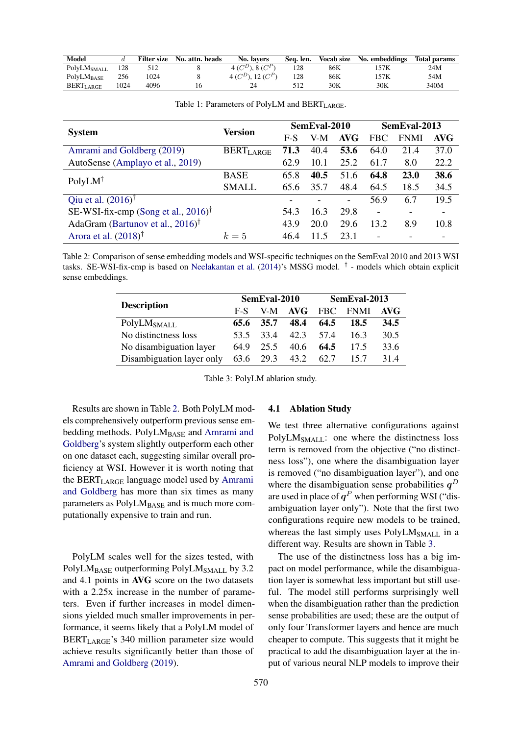| Model | $d$ | Filter size | No. attn. heads | No. layers | Seq. len. | Vocab size | No. embeddings | Total params |
|---|---|---|---|---|---|---|---|---|
| PolyLM$_{\text{SMALL}}$ | 128 | 512 | 8 | 4 ($C^D$), 8 ($C^P$) | 128 | 86K | 157K | 24M |
| PolyLM$_{\text{BASE}}$ | 256 | 1024 | 8 | 4 ($C^D$), 12 ($C^P$) | 128 | 86K | 157K | 54M |
| BERT$_{\text{LARGE}}$ | 1024 | 4096 | 16 | 24 | 512 | 30K | 30K | 340M |

Table 1: Parameters of PolyLM and BERT$_{\text{LARGE}}$.

| System | Version | SemEval-2010 | | | SemEval-2013 | | |
|---|---|---|---|---|---|---|---|
| | | F-S | V-M | **AVG** | FBC | FNMI | **AVG** |
| Amrami and Goldberg (2019) | BERT$_{\text{LARGE}}$ | **71.3** | 40.4 | **53.6** | 64.0 | 21.4 | 37.0 |
| AutoSense (Amplayo et al., 2019) | | 62.9 | 10.1 | 25.2 | 61.7 | 8.0 | 22.2 |
| PolyLM† | BASE | 65.8 | **40.5** | 51.6 | **64.8** | **23.0** | **38.6** |
| | SMALL | 65.6 | 35.7 | 48.4 | 64.5 | 18.5 | 34.5 |
| Qiu et al. (2016)† | | - | - | - | 56.9 | 6.7 | 19.5 |
| SE-WSI-fix-cmp (Song et al., 2016)† | | 54.3 | 16.3 | 29.8 | - | - | - |
| AdaGram (Bartunov et al., 2016)† | | 43.9 | 20.0 | 29.6 | 13.2 | 8.9 | 10.8 |
| Arora et al. (2018)† | $k = 5$ | 46.4 | 11.5 | 23.1 | - | - | - |

Table 2: Comparison of sense embedding models and WSI-specific techniques on the SemEval 2010 and 2013 WSI tasks. SE-WSI-fix-cmp is based on Neelakantan et al. (2014)'s MSSG model. † - models which obtain explicit sense embeddings.

| Description | SemEval-2010 | | | SemEval-2013 | | |
|---|---|---|---|---|---|---|
| | F-S | V-M | **AVG** | FBC | FNMI | **AVG** |
| PolyLM$_{\text{SMALL}}$ | **65.6** | **35.7** | **48.4** | **64.5** | **18.5** | **34.5** |
| No distinctness loss | 53.5 | 33.4 | 42.3 | 57.4 | 16.3 | 30.5 |
| No disambiguation layer | 64.9 | 25.5 | 40.6 | **64.5** | 17.5 | 33.6 |
| Disambiguation layer only | 63.6 | 29.3 | 43.2 | 62.7 | 15.7 | 31.4 |

Table 3: PolyLM ablation study.

Results are shown in Table 2. Both PolyLM models comprehensively outperform previous sense embedding methods. PolyLM$_{\text{BASE}}$ and Amrami and Goldberg's system slightly outperform each other on one dataset each, suggesting similar overall proficiency at WSI. However it is worth noting that the BERT$_{\text{LARGE}}$ language model used by Amrami and Goldberg has more than six times as many parameters as PolyLM$_{\text{BASE}}$ and is much more computationally expensive to train and run.

PolyLM scales well for the sizes tested, with PolyLM$_{\text{BASE}}$ outperforming PolyLM$_{\text{SMALL}}$ by 3.2 and 4.1 points in **AVG** score on the two datasets with a 2.25x increase in the number of parameters. Even if further increases in model dimensions yielded much smaller improvements in performance, it seems likely that a PolyLM model of BERT$_{\text{LARGE}}$'s 340 million parameter size would achieve results significantly better than those of Amrami and Goldberg (2019).

### 4.1 Ablation Study

We test three alternative configurations against PolyLM$_{\text{SMALL}}$: one where the distinctness loss term is removed from the objective ("no distinctness loss"), one where the disambiguation layer is removed ("no disambiguation layer"), and one where the disambiguation sense probabilities $\boldsymbol{q}^D$ are used in place of $\boldsymbol{q}^P$ when performing WSI ("disambiguation layer only"). Note that the first two configurations require new models to be trained, whereas the last simply uses PolyLM$_{\text{SMALL}}$ in a different way. Results are shown in Table 3.

The use of the distinctness loss has a big impact on model performance, while the disambiguation layer is somewhat less important but still useful. The model still performs surprisingly well when the disambiguation rather than the prediction sense probabilities are used; these are the output of only four Transformer layers and hence are much cheaper to compute. This suggests that it might be practical to add the disambiguation layer at the input of various neural NLP models to improve their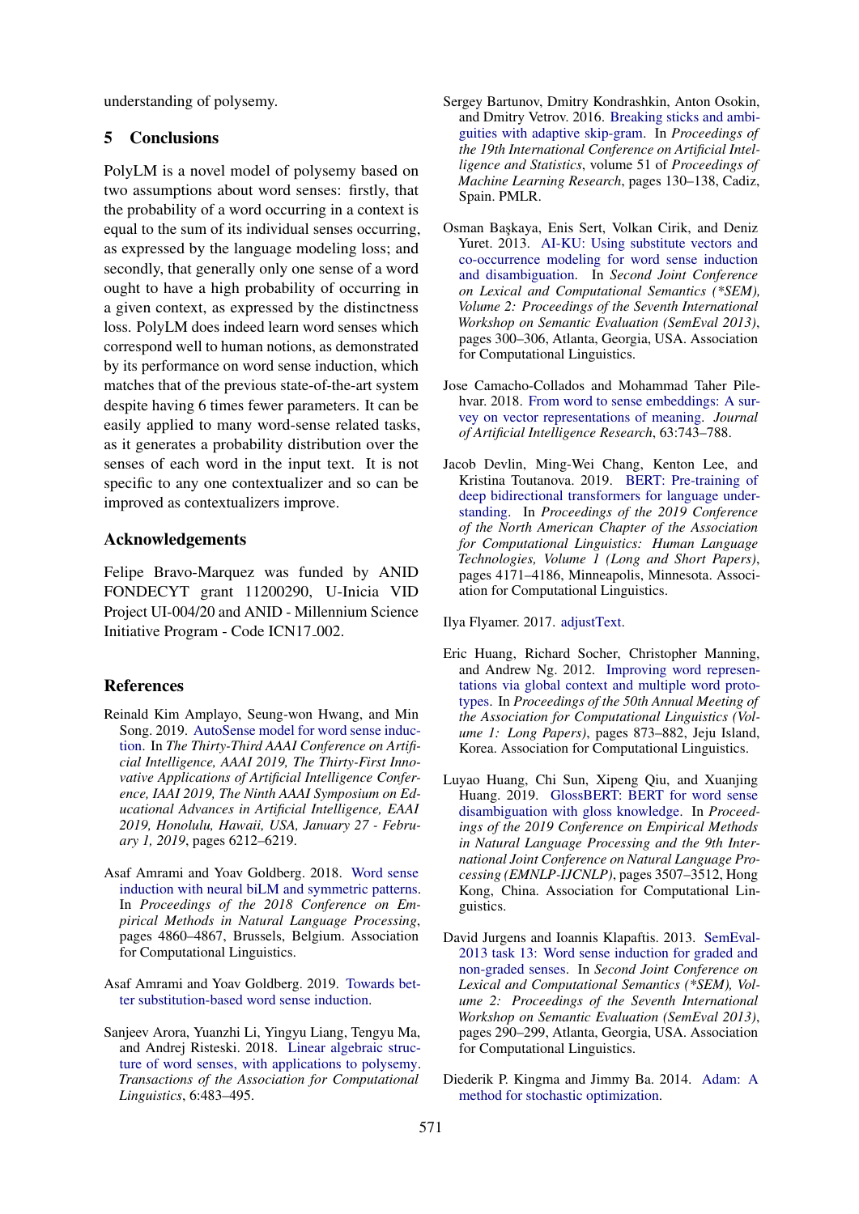understanding of polysemy.

## 5 Conclusions

PolyLM is a novel model of polysemy based on two assumptions about word senses: firstly, that the probability of a word occurring in a context is equal to the sum of its individual senses occurring, as expressed by the language modeling loss; and secondly, that generally only one sense of a word ought to have a high probability of occurring in a given context, as expressed by the distinctness loss. PolyLM does indeed learn word senses which correspond well to human notions, as demonstrated by its performance on word sense induction, which matches that of the previous state-of-the-art system despite having 6 times fewer parameters. It can be easily applied to many word-sense related tasks, as it generates a probability distribution over the senses of each word in the input text. It is not specific to any one contextualizer and so can be improved as contextualizers improve.

## Acknowledgements

Felipe Bravo-Marquez was funded by ANID FONDECYT grant 11200290, U-Inicia VID Project UI-004/20 and ANID - Millennium Science Initiative Program - Code ICN17_002.

## References

Reinald Kim Amplayo, Seung-won Hwang, and Min Song. 2019. AutoSense model for word sense induction. In *The Thirty-Third AAAI Conference on Artificial Intelligence, AAAI 2019, The Thirty-First Innovative Applications of Artificial Intelligence Conference, IAAI 2019, The Ninth AAAI Symposium on Educational Advances in Artificial Intelligence, EAAI 2019, Honolulu, Hawaii, USA, January 27 - February 1, 2019*, pages 6212–6219.

Asaf Amrami and Yoav Goldberg. 2018. Word sense induction with neural biLM and symmetric patterns. In *Proceedings of the 2018 Conference on Empirical Methods in Natural Language Processing*, pages 4860–4867, Brussels, Belgium. Association for Computational Linguistics.

Asaf Amrami and Yoav Goldberg. 2019. Towards better substitution-based word sense induction.

Sanjeev Arora, Yuanzhi Li, Yingyu Liang, Tengyu Ma, and Andrej Risteski. 2018. Linear algebraic structure of word senses, with applications to polysemy. *Transactions of the Association for Computational Linguistics*, 6:483–495.

Sergey Bartunov, Dmitry Kondrashkin, Anton Osokin, and Dmitry Vetrov. 2016. Breaking sticks and ambiguities with adaptive skip-gram. In *Proceedings of the 19th International Conference on Artificial Intelligence and Statistics*, volume 51 of *Proceedings of Machine Learning Research*, pages 130–138, Cadiz, Spain. PMLR.

Osman Başkaya, Enis Sert, Volkan Cirik, and Deniz Yuret. 2013. AI-KU: Using substitute vectors and co-occurrence modeling for word sense induction and disambiguation. In *Second Joint Conference on Lexical and Computational Semantics (*SEM), Volume 2: Proceedings of the Seventh International Workshop on Semantic Evaluation (SemEval 2013)*, pages 300–306, Atlanta, Georgia, USA. Association for Computational Linguistics.

Jose Camacho-Collados and Mohammad Taher Pilehvar. 2018. From word to sense embeddings: A survey on vector representations of meaning. *Journal of Artificial Intelligence Research*, 63:743–788.

Jacob Devlin, Ming-Wei Chang, Kenton Lee, and Kristina Toutanova. 2019. BERT: Pre-training of deep bidirectional transformers for language understanding. In *Proceedings of the 2019 Conference of the North American Chapter of the Association for Computational Linguistics: Human Language Technologies, Volume 1 (Long and Short Papers)*, pages 4171–4186, Minneapolis, Minnesota. Association for Computational Linguistics.

Ilya Flyamer. 2017. adjustText.

Eric Huang, Richard Socher, Christopher Manning, and Andrew Ng. 2012. Improving word representations via global context and multiple word prototypes. In *Proceedings of the 50th Annual Meeting of the Association for Computational Linguistics (Volume 1: Long Papers)*, pages 873–882, Jeju Island, Korea. Association for Computational Linguistics.

Luyao Huang, Chi Sun, Xipeng Qiu, and Xuanjing Huang. 2019. GlossBERT: BERT for word sense disambiguation with gloss knowledge. In *Proceedings of the 2019 Conference on Empirical Methods in Natural Language Processing and the 9th International Joint Conference on Natural Language Processing (EMNLP-IJCNLP)*, pages 3507–3512, Hong Kong, China. Association for Computational Linguistics.

David Jurgens and Ioannis Klapaftis. 2013. SemEval-2013 task 13: Word sense induction for graded and non-graded senses. In *Second Joint Conference on Lexical and Computational Semantics (*SEM), Volume 2: Proceedings of the Seventh International Workshop on Semantic Evaluation (SemEval 2013)*, pages 290–299, Atlanta, Georgia, USA. Association for Computational Linguistics.

Diederik P. Kingma and Jimmy Ba. 2014. Adam: A method for stochastic optimization.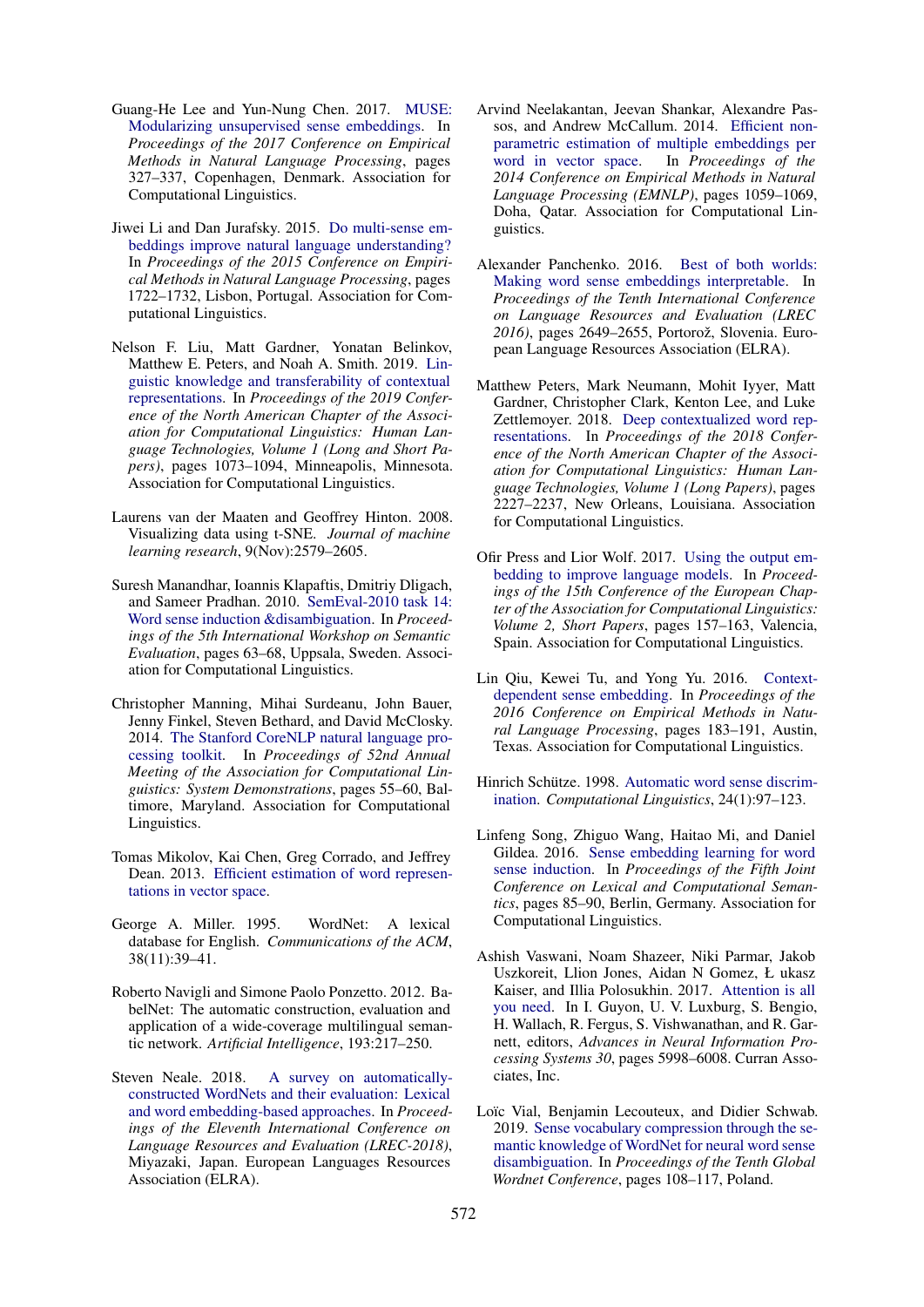Guang-He Lee and Yun-Nung Chen. 2017. MUSE: Modularizing unsupervised sense embeddings. In *Proceedings of the 2017 Conference on Empirical Methods in Natural Language Processing*, pages 327–337, Copenhagen, Denmark. Association for Computational Linguistics.

Jiwei Li and Dan Jurafsky. 2015. Do multi-sense embeddings improve natural language understanding? In *Proceedings of the 2015 Conference on Empirical Methods in Natural Language Processing*, pages 1722–1732, Lisbon, Portugal. Association for Computational Linguistics.

Nelson F. Liu, Matt Gardner, Yonatan Belinkov, Matthew E. Peters, and Noah A. Smith. 2019. Linguistic knowledge and transferability of contextual representations. In *Proceedings of the 2019 Conference of the North American Chapter of the Association for Computational Linguistics: Human Language Technologies, Volume 1 (Long and Short Papers)*, pages 1073–1094, Minneapolis, Minnesota. Association for Computational Linguistics.

Laurens van der Maaten and Geoffrey Hinton. 2008. Visualizing data using t-SNE. *Journal of machine learning research*, 9(Nov):2579–2605.

Suresh Manandhar, Ioannis Klapaftis, Dmitriy Dligach, and Sameer Pradhan. 2010. SemEval-2010 task 14: Word sense induction &disambiguation. In *Proceedings of the 5th International Workshop on Semantic Evaluation*, pages 63–68, Uppsala, Sweden. Association for Computational Linguistics.

Christopher Manning, Mihai Surdeanu, John Bauer, Jenny Finkel, Steven Bethard, and David McClosky. 2014. The Stanford CoreNLP natural language processing toolkit. In *Proceedings of 52nd Annual Meeting of the Association for Computational Linguistics: System Demonstrations*, pages 55–60, Baltimore, Maryland. Association for Computational Linguistics.

Tomas Mikolov, Kai Chen, Greg Corrado, and Jeffrey Dean. 2013. Efficient estimation of word representations in vector space.

George A. Miller. 1995. WordNet: A lexical database for English. *Communications of the ACM*, 38(11):39–41.

Roberto Navigli and Simone Paolo Ponzetto. 2012. BabelNet: The automatic construction, evaluation and application of a wide-coverage multilingual semantic network. *Artificial Intelligence*, 193:217–250.

Steven Neale. 2018. A survey on automatically-constructed WordNets and their evaluation: Lexical and word embedding-based approaches. In *Proceedings of the Eleventh International Conference on Language Resources and Evaluation (LREC-2018)*, Miyazaki, Japan. European Languages Resources Association (ELRA).

Arvind Neelakantan, Jeevan Shankar, Alexandre Passos, and Andrew McCallum. 2014. Efficient non-parametric estimation of multiple embeddings per word in vector space. In *Proceedings of the 2014 Conference on Empirical Methods in Natural Language Processing (EMNLP)*, pages 1059–1069, Doha, Qatar. Association for Computational Linguistics.

Alexander Panchenko. 2016. Best of both worlds: Making word sense embeddings interpretable. In *Proceedings of the Tenth International Conference on Language Resources and Evaluation (LREC 2016)*, pages 2649–2655, Portorož, Slovenia. European Language Resources Association (ELRA).

Matthew Peters, Mark Neumann, Mohit Iyyer, Matt Gardner, Christopher Clark, Kenton Lee, and Luke Zettlemoyer. 2018. Deep contextualized word representations. In *Proceedings of the 2018 Conference of the North American Chapter of the Association for Computational Linguistics: Human Language Technologies, Volume 1 (Long Papers)*, pages 2227–2237, New Orleans, Louisiana. Association for Computational Linguistics.

Ofir Press and Lior Wolf. 2017. Using the output embedding to improve language models. In *Proceedings of the 15th Conference of the European Chapter of the Association for Computational Linguistics: Volume 2, Short Papers*, pages 157–163, Valencia, Spain. Association for Computational Linguistics.

Lin Qiu, Kewei Tu, and Yong Yu. 2016. Context-dependent sense embedding. In *Proceedings of the 2016 Conference on Empirical Methods in Natural Language Processing*, pages 183–191, Austin, Texas. Association for Computational Linguistics.

Hinrich Schütze. 1998. Automatic word sense discrimination. *Computational Linguistics*, 24(1):97–123.

Linfeng Song, Zhiguo Wang, Haitao Mi, and Daniel Gildea. 2016. Sense embedding learning for word sense induction. In *Proceedings of the Fifth Joint Conference on Lexical and Computational Semantics*, pages 85–90, Berlin, Germany. Association for Computational Linguistics.

Ashish Vaswani, Noam Shazeer, Niki Parmar, Jakob Uszkoreit, Llion Jones, Aidan N Gomez, Ł ukasz Kaiser, and Illia Polosukhin. 2017. Attention is all you need. In I. Guyon, U. V. Luxburg, S. Bengio, H. Wallach, R. Fergus, S. Vishwanathan, and R. Garnett, editors, *Advances in Neural Information Processing Systems 30*, pages 5998–6008. Curran Associates, Inc.

Loïc Vial, Benjamin Lecouteux, and Didier Schwab. 2019. Sense vocabulary compression through the semantic knowledge of WordNet for neural word sense disambiguation. In *Proceedings of the Tenth Global Wordnet Conference*, pages 108–117, Poland.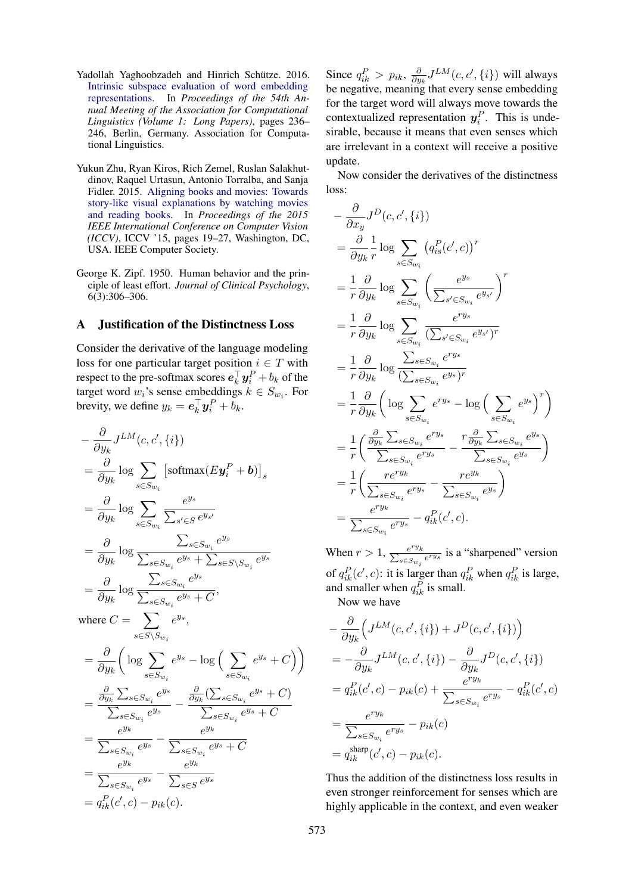Yadollah Yaghoobzadeh and Hinrich Schütze. 2016. Intrinsic subspace evaluation of word embedding representations. In *Proceedings of the 54th Annual Meeting of the Association for Computational Linguistics (Volume 1: Long Papers)*, pages 236–246, Berlin, Germany. Association for Computational Linguistics.

Yukun Zhu, Ryan Kiros, Rich Zemel, Ruslan Salakhutdinov, Raquel Urtasun, Antonio Torralba, and Sanja Fidler. 2015. Aligning books and movies: Towards story-like visual explanations by watching movies and reading books. In *Proceedings of the 2015 IEEE International Conference on Computer Vision (ICCV)*, ICCV '15, pages 19–27, Washington, DC, USA. IEEE Computer Society.

George K. Zipf. 1950. Human behavior and the principle of least effort. *Journal of Clinical Psychology*, 6(3):306–306.

## A Justification of the Distinctness Loss

Consider the derivative of the language modeling loss for one particular target position $i \in T$ with respect to the pre-softmax scores $\boldsymbol{e}_k^\top \boldsymbol{y}_i^P + b_k$ of the target word $w_i$'s sense embeddings $k \in S_{w_i}$. For brevity, we define $y_k = \boldsymbol{e}_k^\top \boldsymbol{y}_i^P + b_k$.

$$
\begin{aligned}
&-\frac{\partial}{\partial y_k} J^{LM}(c, c', \{i\}) \\
&= \frac{\partial}{\partial y_k} \log \sum_{s \in S_{w_i}} \left[\text{softmax}(E\boldsymbol{y}_i^P + \boldsymbol{b})\right]_s \\
&= \frac{\partial}{\partial y_k} \log \sum_{s \in S_{w_i}} \frac{e^{y_s}}{\sum_{s' \in S} e^{y_{s'}}} \\
&= \frac{\partial}{\partial y_k} \log \frac{\sum_{s \in S_{w_i}} e^{y_s}}{\sum_{s \in S_{w_i}} e^{y_s} + \sum_{s \in S \setminus S_{w_i}} e^{y_s}} \\
&= \frac{\partial}{\partial y_k} \log \frac{\sum_{s \in S_{w_i}} e^{y_s}}{\sum_{s \in S_{w_i}} e^{y_s} + C},
\end{aligned}
$$

where $C = \sum_{s \in S \setminus S_{w_i}} e^{y_s}$,

$$
\begin{aligned}
&= \frac{\partial}{\partial y_k} \left( \log \sum_{s \in S_{w_i}} e^{y_s} - \log \Big( \sum_{s \in S_{w_i}} e^{y_s} + C \Big) \right) \\
&= \frac{\frac{\partial}{\partial y_k} \sum_{s \in S_{w_i}} e^{y_s}}{\sum_{s \in S_{w_i}} e^{y_s}} - \frac{\frac{\partial}{\partial y_k} (\sum_{s \in S_{w_i}} e^{y_s} + C)}{\sum_{s \in S_{w_i}} e^{y_s} + C} \\
&= \frac{e^{y_k}}{\sum_{s \in S_{w_i}} e^{y_s}} - \frac{e^{y_k}}{\sum_{s \in S_{w_i}} e^{y_s} + C} \\
&= \frac{e^{y_k}}{\sum_{s \in S_{w_i}} e^{y_s}} - \frac{e^{y_k}}{\sum_{s \in S} e^{y_s}} \\
&= q_{ik}^P(c', c) - p_{ik}(c).
\end{aligned}
$$

Since $q_{ik}^P > p_{ik}$, $\frac{\partial}{\partial y_k} J^{LM}(c, c', \{i\})$ will always be negative, meaning that every sense embedding for the target word will always move towards the contextualized representation $\boldsymbol{y}_i^P$. This is undesirable, because it means that even senses which are irrelevant in a context will receive a positive update.

Now consider the derivatives of the distinctness loss:

$$
\begin{aligned}
&-\frac{\partial}{\partial x_y} J^D(c, c', \{i\}) \\
&= \frac{\partial}{\partial y_k} \frac{1}{r} \log \sum_{s \in S_{w_i}} \left(q_{is}^P(c', c)\right)^r \\
&= \frac{1}{r} \frac{\partial}{\partial y_k} \log \sum_{s \in S_{w_i}} \left( \frac{e^{y_s}}{\sum_{s' \in S_{w_i}} e^{y_{s'}}} \right)^r \\
&= \frac{1}{r} \frac{\partial}{\partial y_k} \log \sum_{s \in S_{w_i}} \frac{e^{r y_s}}{(\sum_{s' \in S_{w_i}} e^{y_{s'}})^r} \\
&= \frac{1}{r} \frac{\partial}{\partial y_k} \log \frac{\sum_{s \in S_{w_i}} e^{r y_s}}{(\sum_{s \in S_{w_i}} e^{y_s})^r} \\
&= \frac{1}{r} \frac{\partial}{\partial y_k} \left( \log \sum_{s \in S_{w_i}} e^{r y_s} - \log \Big( \sum_{s \in S_{w_i}} e^{y_s} \Big)^r \right) \\
&= \frac{1}{r} \left( \frac{\frac{\partial}{\partial y_k} \sum_{s \in S_{w_i}} e^{r y_s}}{\sum_{s \in S_{w_i}} e^{r y_s}} - \frac{r \frac{\partial}{\partial y_k} \sum_{s \in S_{w_i}} e^{y_s}}{\sum_{s \in S_{w_i}} e^{y_s}} \right) \\
&= \frac{1}{r} \left( \frac{r e^{r y_k}}{\sum_{s \in S_{w_i}} e^{r y_s}} - \frac{r e^{y_k}}{\sum_{s \in S_{w_i}} e^{y_s}} \right) \\
&= \frac{e^{r y_k}}{\sum_{s \in S_{w_i}} e^{r y_s}} - q_{ik}^P(c', c).
\end{aligned}
$$

When $r > 1$, $\frac{e^{r y_k}}{\sum_{s \in S_{w_i}} e^{r y_s}}$ is a "sharpened" version of $q_{ik}^P(c', c)$: it is larger than $q_{ik}^P$ when $q_{ik}^P$ is large, and smaller when $q_{ik}^P$ is small.

Now we have

$$
\begin{aligned}
&-\frac{\partial}{\partial y_k} \Big( J^{LM}(c, c', \{i\}) + J^D(c, c', \{i\}) \Big) \\
&= -\frac{\partial}{\partial y_k} J^{LM}(c, c', \{i\}) - \frac{\partial}{\partial y_k} J^D(c, c', \{i\}) \\
&= q_{ik}^P(c', c) - p_{ik}(c) + \frac{e^{r y_k}}{\sum_{s \in S_{w_i}} e^{r y_s}} - q_{ik}^P(c', c) \\
&= \frac{e^{r y_k}}{\sum_{s \in S_{w_i}} e^{r y_s}} - p_{ik}(c) \\
&= q_{ik}^{\text{sharp}}(c', c) - p_{ik}(c).
\end{aligned}
$$

Thus the addition of the distinctness loss results in even stronger reinforcement for senses which are highly applicable in the context, and even weaker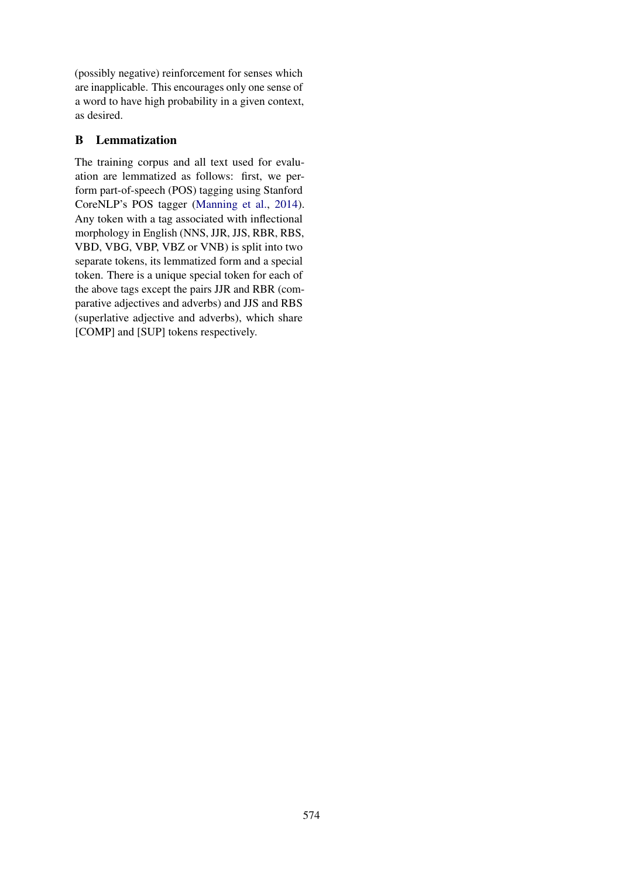(possibly negative) reinforcement for senses which are inapplicable. This encourages only one sense of a word to have high probability in a given context, as desired.

## B Lemmatization

The training corpus and all text used for evaluation are lemmatized as follows: first, we perform part-of-speech (POS) tagging using Stanford CoreNLP's POS tagger (Manning et al., 2014). Any token with a tag associated with inflectional morphology in English (NNS, JJR, JJS, RBR, RBS, VBD, VBG, VBP, VBZ or VNB) is split into two separate tokens, its lemmatized form and a special token. There is a unique special token for each of the above tags except the pairs JJR and RBR (comparative adjectives and adverbs) and JJS and RBS (superlative adjective and adverbs), which share [COMP] and [SUP] tokens respectively.